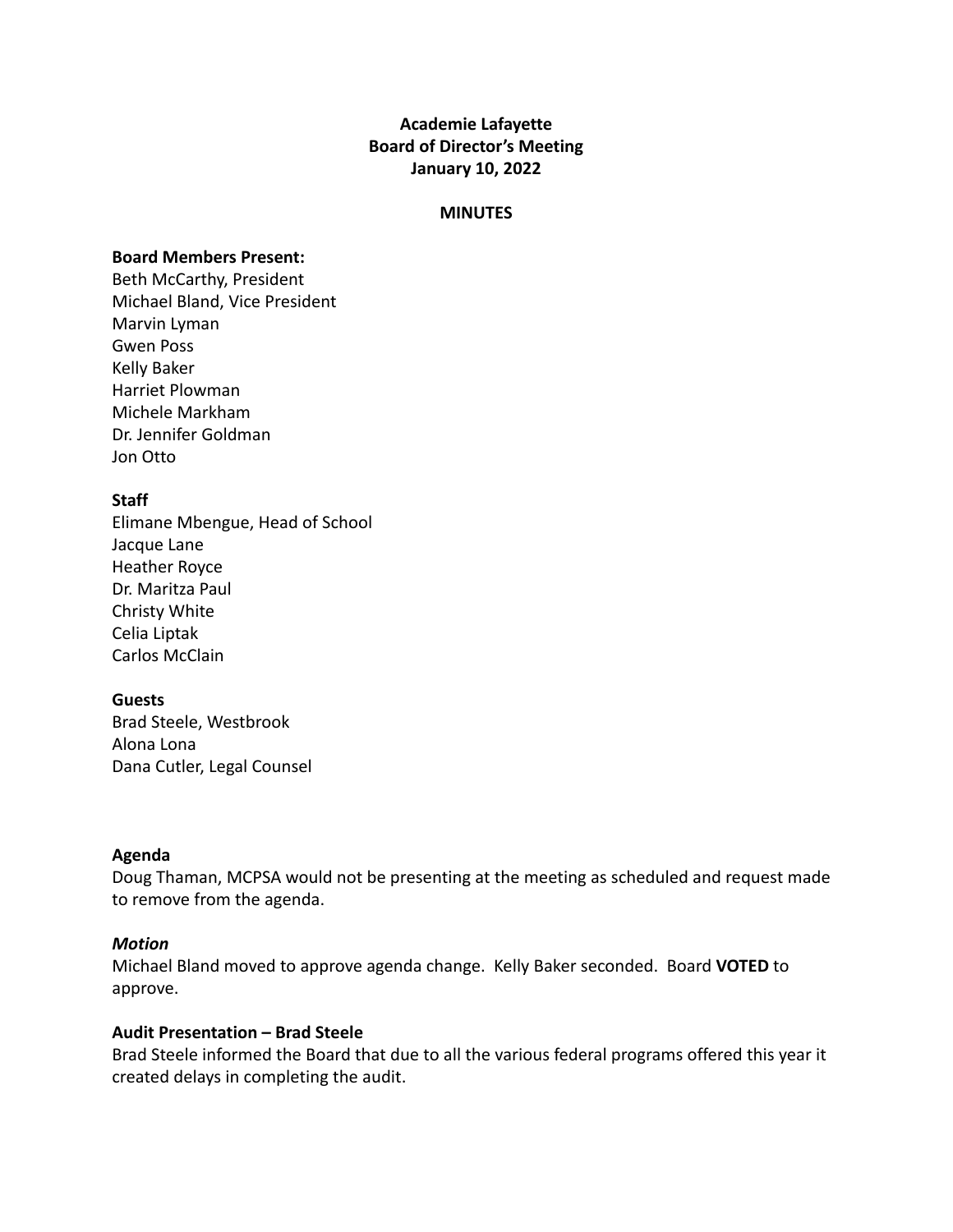# Academie Lafayette
## Board of Director's Meeting
### January 10, 2022

**MINUTES**

**Board Members Present:**
Beth McCarthy, President
Michael Bland, Vice President
Marvin Lyman
Gwen Poss
Kelly Baker
Harriet Plowman
Michele Markham
Dr. Jennifer Goldman
Jon Otto

**Staff**
Elimane Mbengue, Head of School
Jacque Lane
Heather Royce
Dr. Maritza Paul
Christy White
Celia Liptak
Carlos McClain

**Guests**
Brad Steele, Westbrook
Alona Lona
Dana Cutler, Legal Counsel

**Agenda**
Doug Thaman, MCPSA would not be presenting at the meeting as scheduled and request made to remove from the agenda.

***Motion***
Michael Bland moved to approve agenda change. Kelly Baker seconded. Board **VOTED** to approve.

**Audit Presentation – Brad Steele**
Brad Steele informed the Board that due to all the various federal programs offered this year it created delays in completing the audit.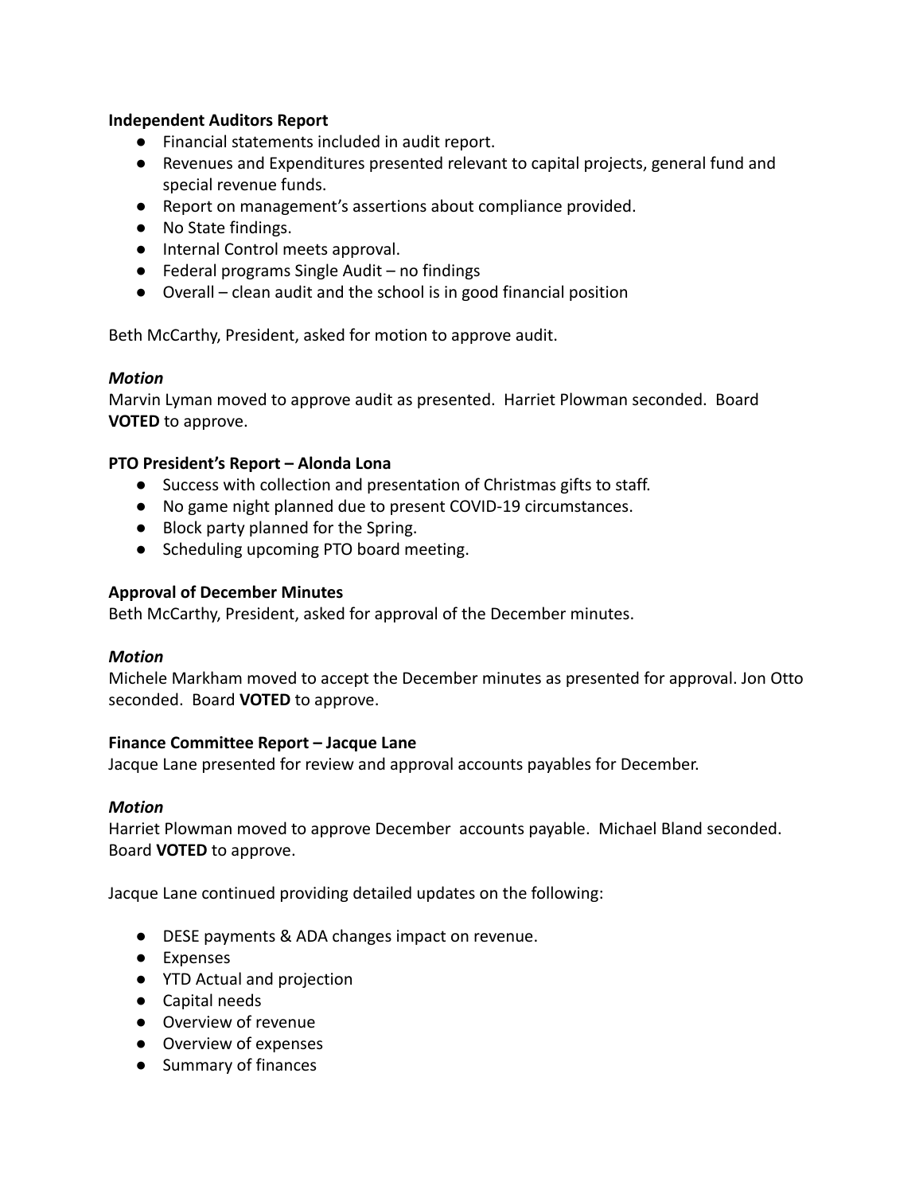**Independent Auditors Report**

- Financial statements included in audit report.
- Revenues and Expenditures presented relevant to capital projects, general fund and special revenue funds.
- Report on management's assertions about compliance provided.
- No State findings.
- Internal Control meets approval.
- Federal programs Single Audit – no findings
- Overall – clean audit and the school is in good financial position

Beth McCarthy, President, asked for motion to approve audit.

***Motion***

Marvin Lyman moved to approve audit as presented. Harriet Plowman seconded. Board **VOTED** to approve.

**PTO President's Report – Alonda Lona**

- Success with collection and presentation of Christmas gifts to staff.
- No game night planned due to present COVID-19 circumstances.
- Block party planned for the Spring.
- Scheduling upcoming PTO board meeting.

**Approval of December Minutes**

Beth McCarthy, President, asked for approval of the December minutes.

***Motion***

Michele Markham moved to accept the December minutes as presented for approval. Jon Otto seconded. Board **VOTED** to approve.

**Finance Committee Report – Jacque Lane**

Jacque Lane presented for review and approval accounts payables for December.

***Motion***

Harriet Plowman moved to approve December accounts payable. Michael Bland seconded. Board **VOTED** to approve.

Jacque Lane continued providing detailed updates on the following:

- DESE payments & ADA changes impact on revenue.
- Expenses
- YTD Actual and projection
- Capital needs
- Overview of revenue
- Overview of expenses
- Summary of finances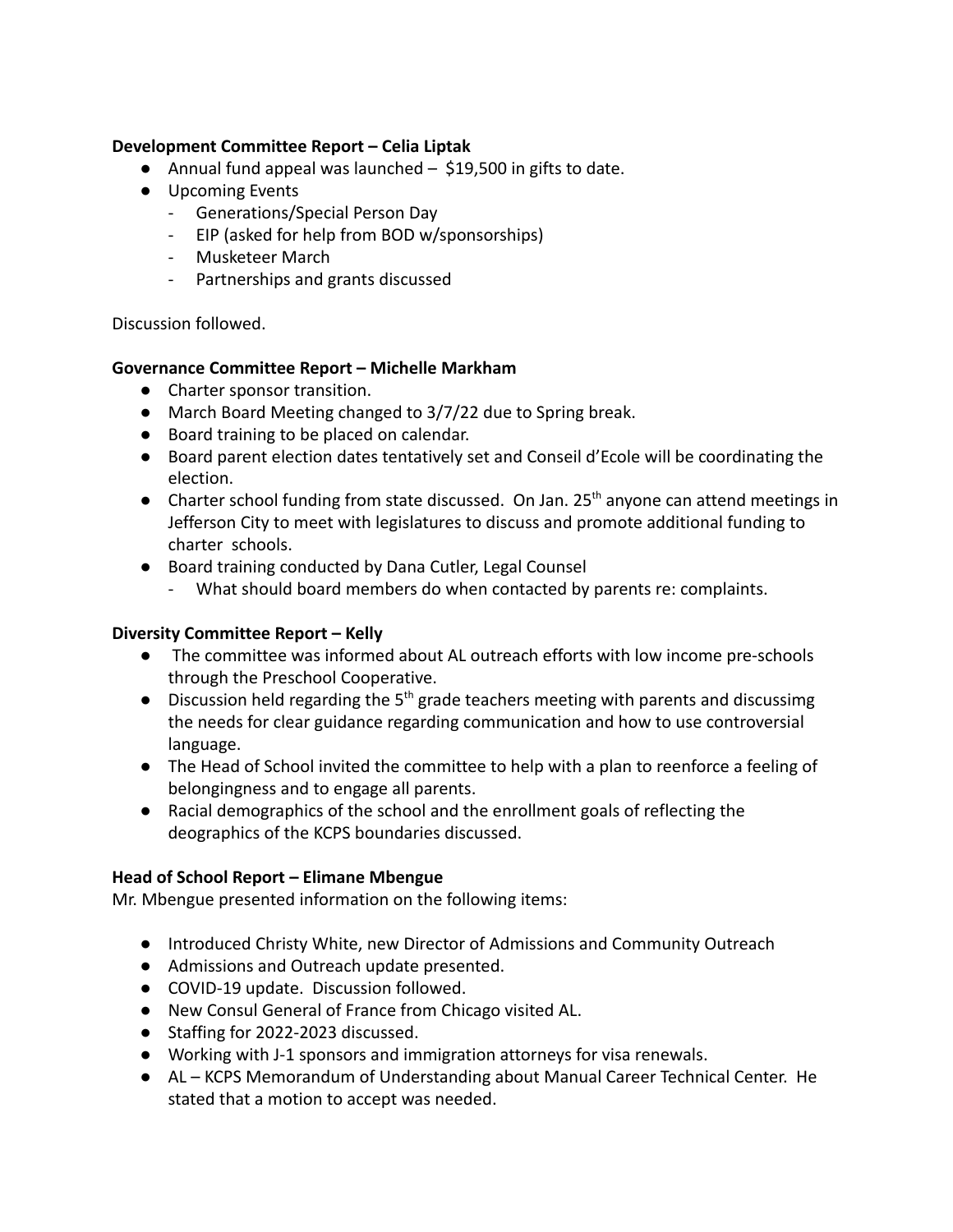**Development Committee Report – Celia Liptak**

- Annual fund appeal was launched – $19,500 in gifts to date.
- Upcoming Events
  - Generations/Special Person Day
  - EIP (asked for help from BOD w/sponsorships)
  - Musketeer March
  - Partnerships and grants discussed

Discussion followed.

**Governance Committee Report – Michelle Markham**

- Charter sponsor transition.
- March Board Meeting changed to 3/7/22 due to Spring break.
- Board training to be placed on calendar.
- Board parent election dates tentatively set and Conseil d'Ecole will be coordinating the election.
- Charter school funding from state discussed. On Jan. 25th anyone can attend meetings in Jefferson City to meet with legislatures to discuss and promote additional funding to charter schools.
- Board training conducted by Dana Cutler, Legal Counsel
  - What should board members do when contacted by parents re: complaints.

**Diversity Committee Report – Kelly**

- The committee was informed about AL outreach efforts with low income pre-schools through the Preschool Cooperative.
- Discussion held regarding the 5th grade teachers meeting with parents and discussimg the needs for clear guidance regarding communication and how to use controversial language.
- The Head of School invited the committee to help with a plan to reenforce a feeling of belongingness and to engage all parents.
- Racial demographics of the school and the enrollment goals of reflecting the deographics of the KCPS boundaries discussed.

**Head of School Report – Elimane Mbengue**

Mr. Mbengue presented information on the following items:

- Introduced Christy White, new Director of Admissions and Community Outreach
- Admissions and Outreach update presented.
- COVID-19 update. Discussion followed.
- New Consul General of France from Chicago visited AL.
- Staffing for 2022-2023 discussed.
- Working with J-1 sponsors and immigration attorneys for visa renewals.
- AL – KCPS Memorandum of Understanding about Manual Career Technical Center. He stated that a motion to accept was needed.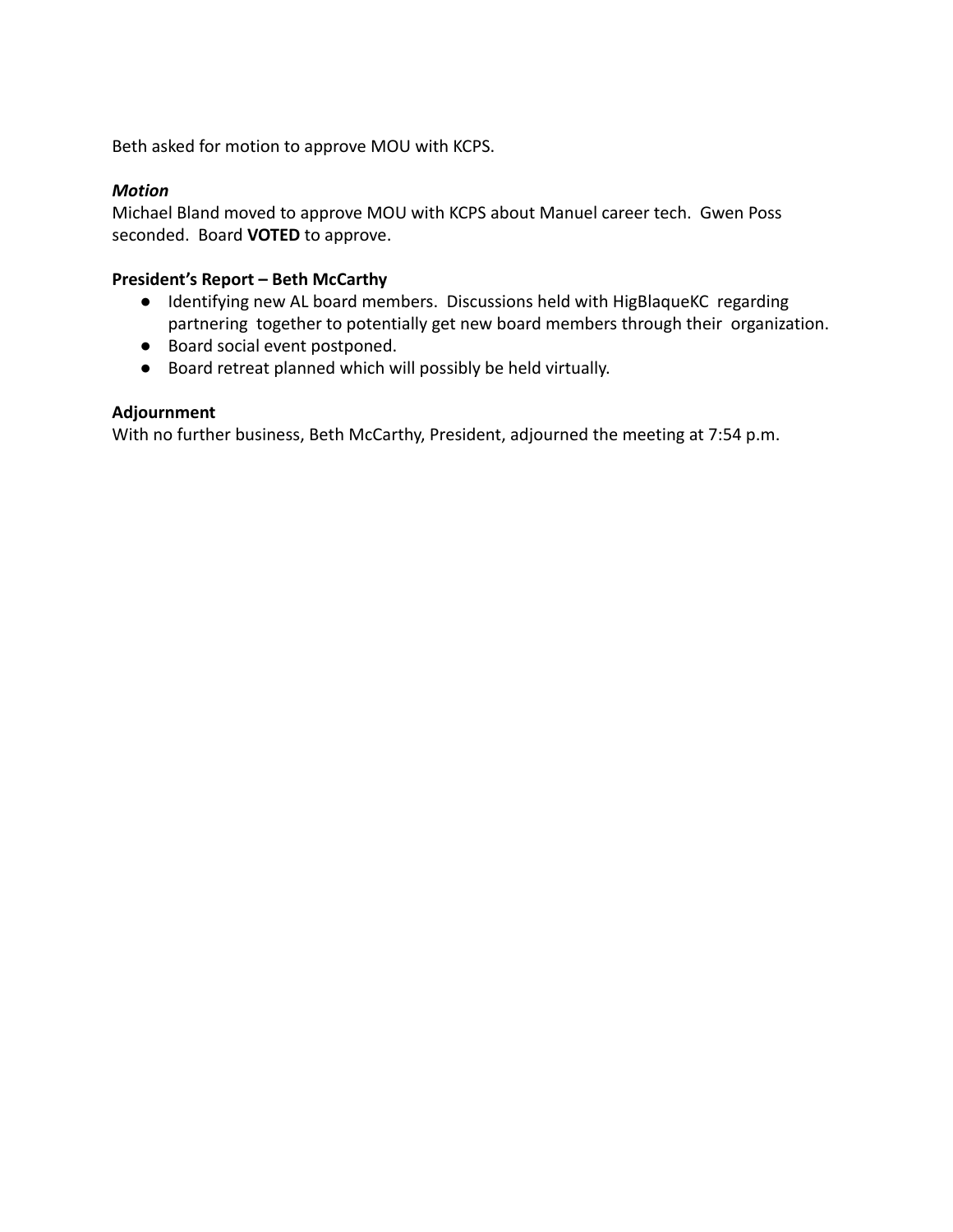Beth asked for motion to approve MOU with KCPS.

***Motion***
Michael Bland moved to approve MOU with KCPS about Manuel career tech. Gwen Poss seconded. Board **VOTED** to approve.

**President's Report – Beth McCarthy**

- Identifying new AL board members. Discussions held with HigBlaqueKC regarding partnering together to potentially get new board members through their organization.
- Board social event postponed.
- Board retreat planned which will possibly be held virtually.

**Adjournment**
With no further business, Beth McCarthy, President, adjourned the meeting at 7:54 p.m.